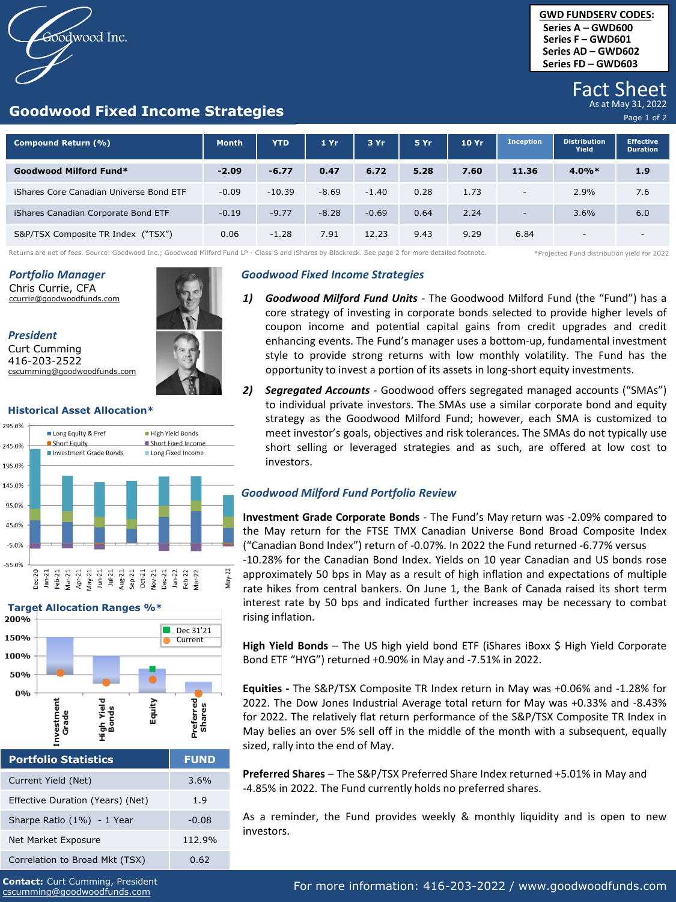Goodwood Inc.

**GWD FUNDSERV CODES:**
- Series A – GWD600
- Series F – GWD601
- Series AD – GWD602
- Series FD – GWD603

# Goodwood Fixed Income Strategies

**Fact Sheet**
As at May 31, 2022

| Compound Return (%) | Month | YTD | 1 Yr | 3 Yr | 5 Yr | 10 Yr | Inception | Distribution Yield | Effective Duration |
|---|---|---|---|---|---|---|---|---|---|
| **Goodwood Milford Fund*** | **-2.09** | **-6.77** | **0.47** | **6.72** | **5.28** | **7.60** | **11.36** | **4.0%*** | **1.9** |
| iShares Core Canadian Universe Bond ETF | -0.09 | -10.39 | -8.69 | -1.40 | 0.28 | 1.73 | - | 2.9% | 7.6 |
| iShares Canadian Corporate Bond ETF | -0.19 | -9.77 | -8.28 | -0.69 | 0.64 | 2.24 | - | 3.6% | 6.0 |
| S&P/TSX Composite TR Index ("TSX") | 0.06 | -1.28 | 7.91 | 12.23 | 9.43 | 9.29 | 6.84 | - | - |

Returns are net of fees. Source: Goodwood Inc.; Goodwood Milford Fund LP - Class S and iShares by Blackrock. See page 2 for more detailed footnote. *Projected Fund distribution yield for 2022

### *Portfolio Manager*
Chris Currie, CFA
ccurrie@goodwoodfunds.com

### *President*
Curt Cumming
416-203-2522
cscumming@goodwoodfunds.com

### Historical Asset Allocation*

### Target Allocation Ranges %*

### Portfolio Statistics

| Portfolio Statistics | FUND |
|---|---|
| Current Yield (Net) | 3.6% |
| Effective Duration (Years) (Net) | 1.9 |
| Sharpe Ratio (1%) - 1 Year | -0.08 |
| Net Market Exposure | 112.9% |
| Correlation to Broad Mkt (TSX) | 0.62 |

## *Goodwood Fixed Income Strategies*

1) ***Goodwood Milford Fund Units*** - The Goodwood Milford Fund (the "Fund") has a core strategy of investing in corporate bonds selected to provide higher levels of coupon income and potential capital gains from credit upgrades and credit enhancing events. The Fund's manager uses a bottom-up, fundamental investment style to provide strong returns with low monthly volatility. The Fund has the opportunity to invest a portion of its assets in long-short equity investments.

2) ***Segregated Accounts*** - Goodwood offers segregated managed accounts ("SMAs") to individual private investors. The SMAs use a similar corporate bond and equity strategy as the Goodwood Milford Fund; however, each SMA is customized to meet investor's goals, objectives and risk tolerances. The SMAs do not typically use short selling or leveraged strategies and as such, are offered at low cost to investors.

## *Goodwood Milford Fund Portfolio Review*

**Investment Grade Corporate Bonds** - The Fund's May return was -2.09% compared to the May return for the FTSE TMX Canadian Universe Bond Broad Composite Index ("Canadian Bond Index") return of -0.07%. In 2022 the Fund returned -6.77% versus -10.28% for the Canadian Bond Index. Yields on 10 year Canadian and US bonds rose approximately 50 bps in May as a result of high inflation and expectations of multiple rate hikes from central bankers. On June 1, the Bank of Canada raised its short term interest rate by 50 bps and indicated further increases may be necessary to combat rising inflation.

**High Yield Bonds** – The US high yield bond ETF (iShares iBoxx $ High Yield Corporate Bond ETF "HYG") returned +0.90% in May and -7.51% in 2022.

**Equities -** The S&P/TSX Composite TR Index return in May was +0.06% and -1.28% for 2022. The Dow Jones Industrial Average total return for May was +0.33% and -8.43% for 2022. The relatively flat return performance of the S&P/TSX Composite TR Index in May belies an over 5% sell off in the middle of the month with a subsequent, equally sized, rally into the end of May.

**Preferred Shares** – The S&P/TSX Preferred Share Index returned +5.01% in May and -4.85% in 2022. The Fund currently holds no preferred shares.

As a reminder, the Fund provides weekly & monthly liquidity and is open to new investors.

**Contact:** Curt Cumming, President
cscumming@goodwoodfunds.com

For more information: 416-203-2022 / www.goodwoodfunds.com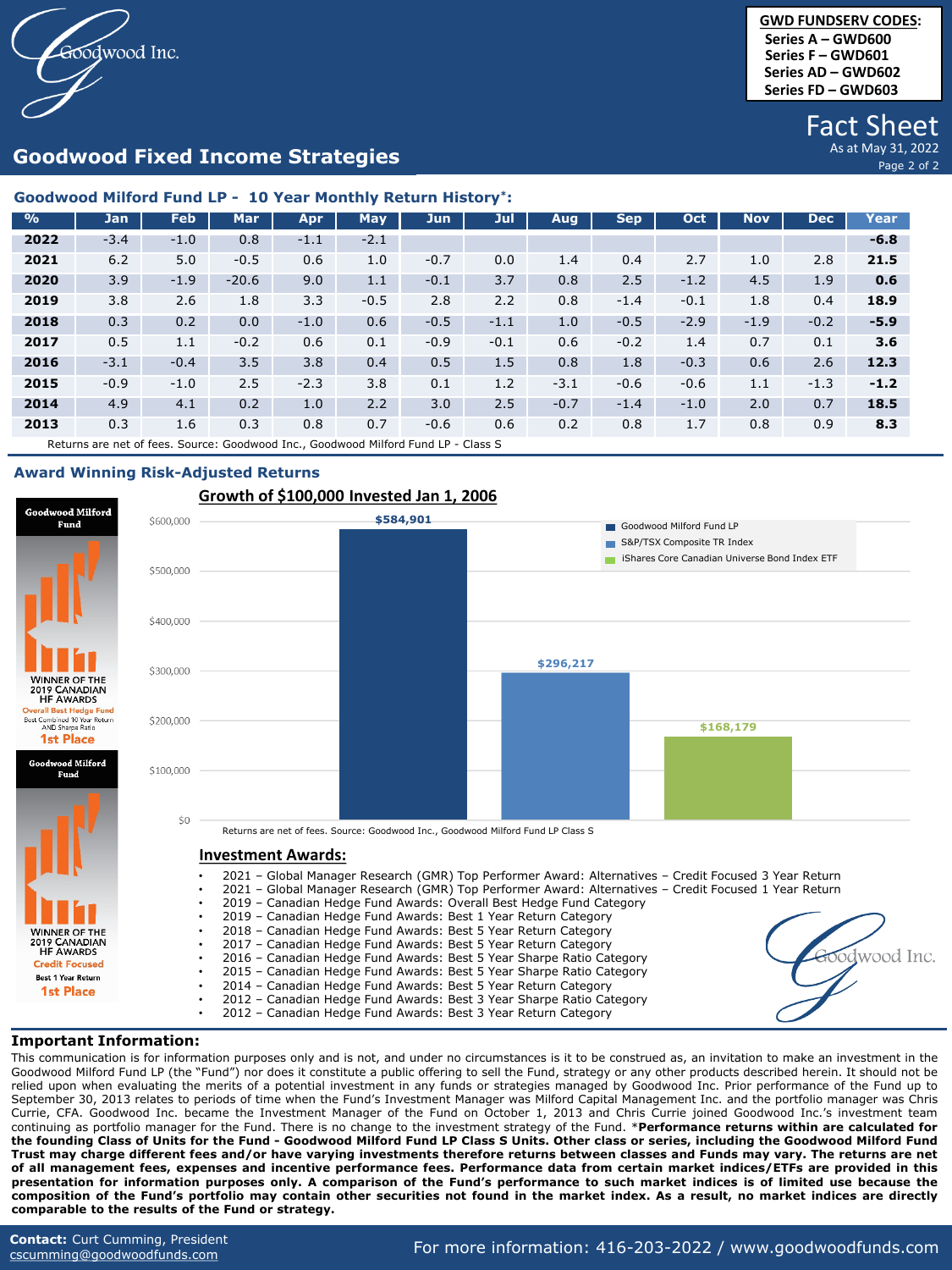**GWD FUNDSERV CODES:**
Series A – GWD600
Series F – GWD601
Series AD – GWD602
Series FD – GWD603

# Fact Sheet

As at May 31, 2022

## Goodwood Fixed Income Strategies

### Goodwood Milford Fund LP - 10 Year Monthly Return History*:

| % | Jan | Feb | Mar | Apr | May | Jun | Jul | Aug | Sep | Oct | Nov | Dec | Year |
|---|---|---|---|---|---|---|---|---|---|---|---|---|---|
| **2022** | -3.4 | -1.0 | 0.8 | -1.1 | -2.1 | | | | | | | | **-6.8** |
| **2021** | 6.2 | 5.0 | -0.5 | 0.6 | 1.0 | -0.7 | 0.0 | 1.4 | 0.4 | 2.7 | 1.0 | 2.8 | **21.5** |
| **2020** | 3.9 | -1.9 | -20.6 | 9.0 | 1.1 | -0.1 | 3.7 | 0.8 | 2.5 | -1.2 | 4.5 | 1.9 | **0.6** |
| **2019** | 3.8 | 2.6 | 1.8 | 3.3 | -0.5 | 2.8 | 2.2 | 0.8 | -1.4 | -0.1 | 1.8 | 0.4 | **18.9** |
| **2018** | 0.3 | 0.2 | 0.0 | -1.0 | 0.6 | -0.5 | -1.1 | 1.0 | -0.5 | -2.9 | -1.9 | -0.2 | **-5.9** |
| **2017** | 0.5 | 1.1 | -0.2 | 0.6 | 0.1 | -0.9 | -0.1 | 0.6 | -0.2 | 1.4 | 0.7 | 0.1 | **3.6** |
| **2016** | -3.1 | -0.4 | 3.5 | 3.8 | 0.4 | 0.5 | 1.5 | 0.8 | 1.8 | -0.3 | 0.6 | 2.6 | **12.3** |
| **2015** | -0.9 | -1.0 | 2.5 | -2.3 | 3.8 | 0.1 | 1.2 | -3.1 | -0.6 | -0.6 | 1.1 | -1.3 | **-1.2** |
| **2014** | 4.9 | 4.1 | 0.2 | 1.0 | 2.2 | 3.0 | 2.5 | -0.7 | -1.4 | -1.0 | 2.0 | 0.7 | **18.5** |
| **2013** | 0.3 | 1.6 | 0.3 | 0.8 | 0.7 | -0.6 | 0.6 | 0.2 | 0.8 | 1.7 | 0.8 | 0.9 | **8.3** |

Returns are net of fees. Source: Goodwood Inc., Goodwood Milford Fund LP - Class S

### Award Winning Risk-Adjusted Returns

Goodwood Milford Fund
WINNER OF THE 2019 CANADIAN HF AWARDS
Overall Best Hedge Fund
Best Combined 10 Year Return AND Sharpe Ratio
1st Place

Goodwood Milford Fund
WINNER OF THE 2019 CANADIAN HF AWARDS
Credit Focused
Best 1 Year Return
1st Place

**Growth of $100,000 Invested Jan 1, 2006**

$584,901
$296,217
$168,179

Goodwood Milford Fund LP
S&P/TSX Composite TR Index
iShares Core Canadian Universe Bond Index ETF

$600,000
$500,000
$400,000
$300,000
$200,000
$100,000
$0

Returns are net of fees. Source: Goodwood Inc., Goodwood Milford Fund LP Class S

### Investment Awards:

- 2021 – Global Manager Research (GMR) Top Performer Award: Alternatives – Credit Focused 3 Year Return
- 2021 – Global Manager Research (GMR) Top Performer Award: Alternatives – Credit Focused 1 Year Return
- 2019 – Canadian Hedge Fund Awards: Overall Best Hedge Fund Category
- 2019 – Canadian Hedge Fund Awards: Best 1 Year Return Category
- 2018 – Canadian Hedge Fund Awards: Best 5 Year Return Category
- 2017 – Canadian Hedge Fund Awards: Best 5 Year Return Category
- 2016 – Canadian Hedge Fund Awards: Best 5 Year Sharpe Ratio Category
- 2015 – Canadian Hedge Fund Awards: Best 5 Year Sharpe Ratio Category
- 2014 – Canadian Hedge Fund Awards: Best 5 Year Return Category
- 2012 – Canadian Hedge Fund Awards: Best 3 Year Sharpe Ratio Category
- 2012 – Canadian Hedge Fund Awards: Best 3 Year Return Category

### Important Information:

This communication is for information purposes only and is not, and under no circumstances is it to be construed as, an invitation to make an investment in the Goodwood Milford Fund LP (the "Fund") nor does it constitute a public offering to sell the Fund, strategy or any other products described herein. It should not be relied upon when evaluating the merits of a potential investment in any funds or strategies managed by Goodwood Inc. Prior performance of the Fund up to September 30, 2013 relates to periods of time when the Fund's Investment Manager was Milford Capital Management Inc. and the portfolio manager was Chris Currie, CFA. Goodwood Inc. became the Investment Manager of the Fund on October 1, 2013 and Chris Currie joined Goodwood Inc.'s investment team continuing as portfolio manager for the Fund. There is no change to the investment strategy of the Fund. ***Performance returns within are calculated for the founding Class of Units for the Fund - Goodwood Milford Fund LP Class S Units. Other class or series, including the Goodwood Milford Fund Trust may charge different fees and/or have varying investments therefore returns between classes and Funds may vary. The returns are net of all management fees, expenses and incentive performance fees. Performance data from certain market indices/ETFs are provided in this presentation for information purposes only. A comparison of the Fund's performance to such market indices is of limited use because the composition of the Fund's portfolio may contain other securities not found in the market index. As a result, no market indices are directly comparable to the results of the Fund or strategy.**

**Contact:** Curt Cumming, President
cscumming@goodwoodfunds.com

For more information: 416-203-2022 / www.goodwoodfunds.com